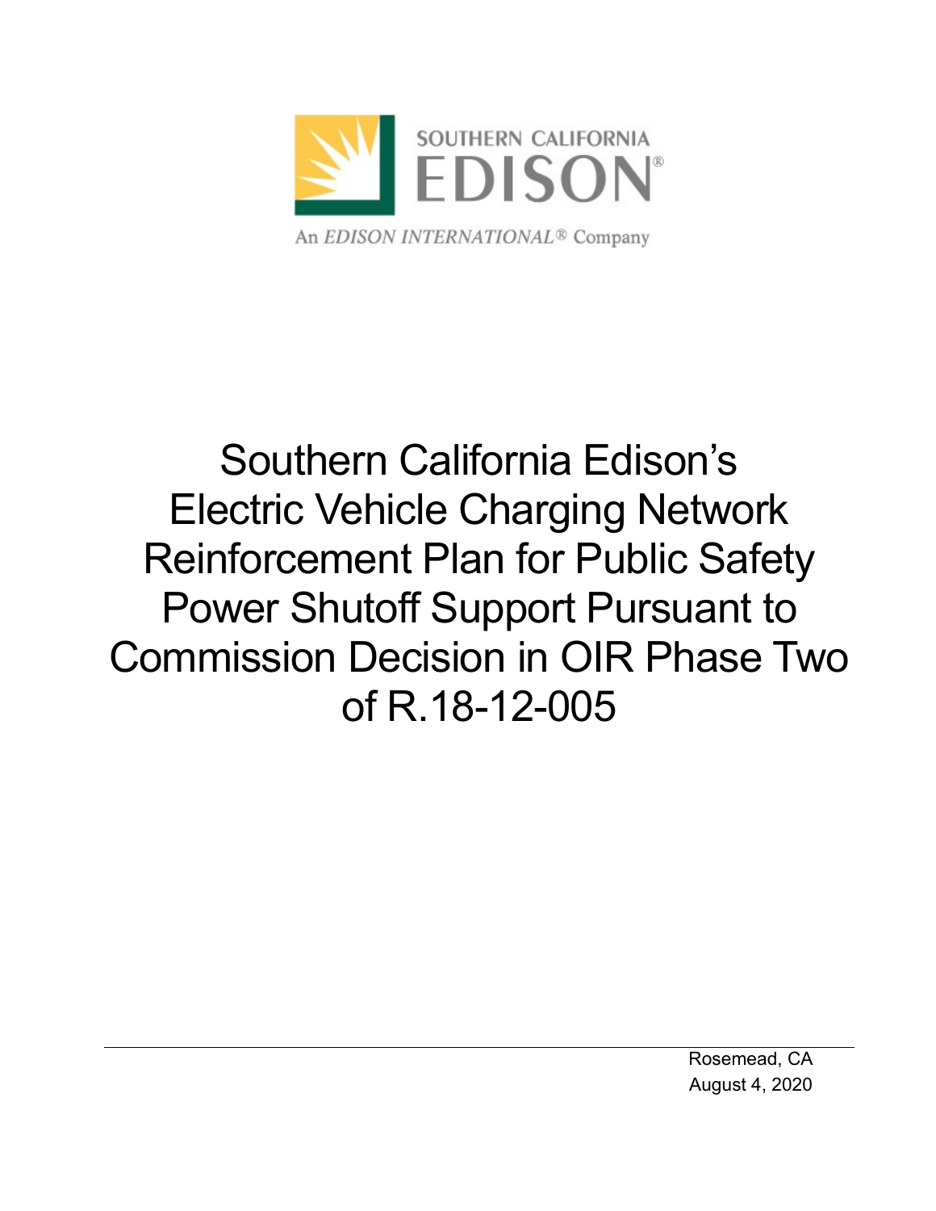SOUTHERN CALIFORNIA EDISON

An EDISON INTERNATIONAL® Company

# Southern California Edison's Electric Vehicle Charging Network Reinforcement Plan for Public Safety Power Shutoff Support Pursuant to Commission Decision in OIR Phase Two of R.18-12-005

Rosemead, CA
August 4, 2020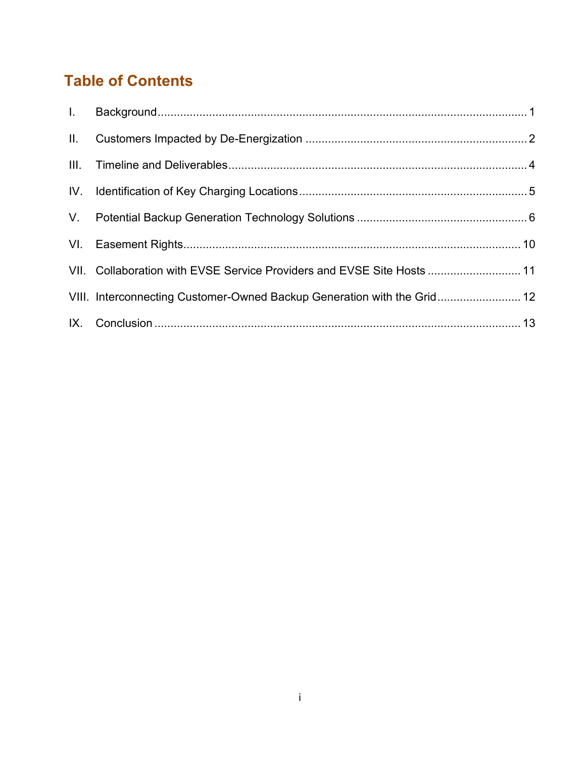## Table of Contents

I. Background .................................................. 1

II. Customers Impacted by De-Energization .................................................. 2

III. Timeline and Deliverables .................................................. 4

IV. Identification of Key Charging Locations .................................................. 5

V. Potential Backup Generation Technology Solutions .................................................. 6

VI. Easement Rights .................................................. 10

VII. Collaboration with EVSE Service Providers and EVSE Site Hosts .................................................. 11

VIII. Interconnecting Customer-Owned Backup Generation with the Grid .................................................. 12

IX. Conclusion .................................................. 13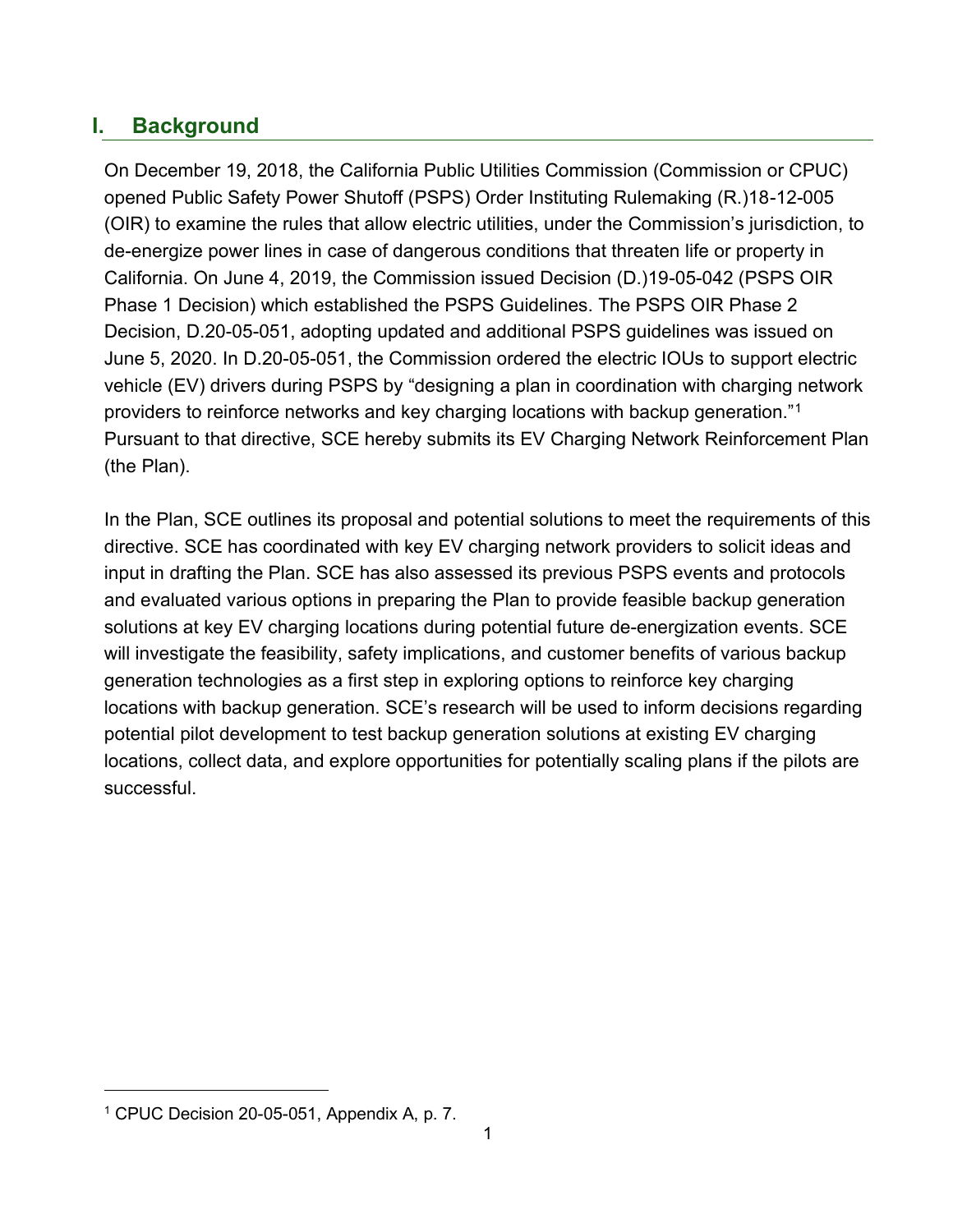## I. Background

On December 19, 2018, the California Public Utilities Commission (Commission or CPUC) opened Public Safety Power Shutoff (PSPS) Order Instituting Rulemaking (R.)18-12-005 (OIR) to examine the rules that allow electric utilities, under the Commission's jurisdiction, to de-energize power lines in case of dangerous conditions that threaten life or property in California. On June 4, 2019, the Commission issued Decision (D.)19-05-042 (PSPS OIR Phase 1 Decision) which established the PSPS Guidelines. The PSPS OIR Phase 2 Decision, D.20-05-051, adopting updated and additional PSPS guidelines was issued on June 5, 2020. In D.20-05-051, the Commission ordered the electric IOUs to support electric vehicle (EV) drivers during PSPS by "designing a plan in coordination with charging network providers to reinforce networks and key charging locations with backup generation."[1] Pursuant to that directive, SCE hereby submits its EV Charging Network Reinforcement Plan (the Plan).

In the Plan, SCE outlines its proposal and potential solutions to meet the requirements of this directive. SCE has coordinated with key EV charging network providers to solicit ideas and input in drafting the Plan. SCE has also assessed its previous PSPS events and protocols and evaluated various options in preparing the Plan to provide feasible backup generation solutions at key EV charging locations during potential future de-energization events. SCE will investigate the feasibility, safety implications, and customer benefits of various backup generation technologies as a first step in exploring options to reinforce key charging locations with backup generation. SCE's research will be used to inform decisions regarding potential pilot development to test backup generation solutions at existing EV charging locations, collect data, and explore opportunities for potentially scaling plans if the pilots are successful.

[1] CPUC Decision 20-05-051, Appendix A, p. 7.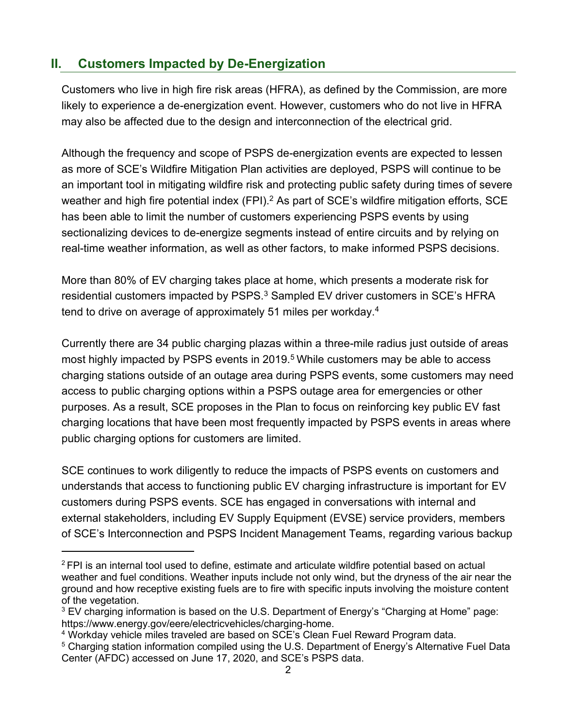## II. Customers Impacted by De-Energization

Customers who live in high fire risk areas (HFRA), as defined by the Commission, are more likely to experience a de-energization event. However, customers who do not live in HFRA may also be affected due to the design and interconnection of the electrical grid.

Although the frequency and scope of PSPS de-energization events are expected to lessen as more of SCE's Wildfire Mitigation Plan activities are deployed, PSPS will continue to be an important tool in mitigating wildfire risk and protecting public safety during times of severe weather and high fire potential index (FPI).[2] As part of SCE's wildfire mitigation efforts, SCE has been able to limit the number of customers experiencing PSPS events by using sectionalizing devices to de-energize segments instead of entire circuits and by relying on real-time weather information, as well as other factors, to make informed PSPS decisions.

More than 80% of EV charging takes place at home, which presents a moderate risk for residential customers impacted by PSPS.[3] Sampled EV driver customers in SCE's HFRA tend to drive on average of approximately 51 miles per workday.[4]

Currently there are 34 public charging plazas within a three-mile radius just outside of areas most highly impacted by PSPS events in 2019.[5] While customers may be able to access charging stations outside of an outage area during PSPS events, some customers may need access to public charging options within a PSPS outage area for emergencies or other purposes. As a result, SCE proposes in the Plan to focus on reinforcing key public EV fast charging locations that have been most frequently impacted by PSPS events in areas where public charging options for customers are limited.

SCE continues to work diligently to reduce the impacts of PSPS events on customers and understands that access to functioning public EV charging infrastructure is important for EV customers during PSPS events. SCE has engaged in conversations with internal and external stakeholders, including EV Supply Equipment (EVSE) service providers, members of SCE's Interconnection and PSPS Incident Management Teams, regarding various backup

---

[2] FPI is an internal tool used to define, estimate and articulate wildfire potential based on actual weather and fuel conditions. Weather inputs include not only wind, but the dryness of the air near the ground and how receptive existing fuels are to fire with specific inputs involving the moisture content of the vegetation.

[3] EV charging information is based on the U.S. Department of Energy's "Charging at Home" page: https://www.energy.gov/eere/electricvehicles/charging-home.

[4] Workday vehicle miles traveled are based on SCE's Clean Fuel Reward Program data.

[5] Charging station information compiled using the U.S. Department of Energy's Alternative Fuel Data Center (AFDC) accessed on June 17, 2020, and SCE's PSPS data.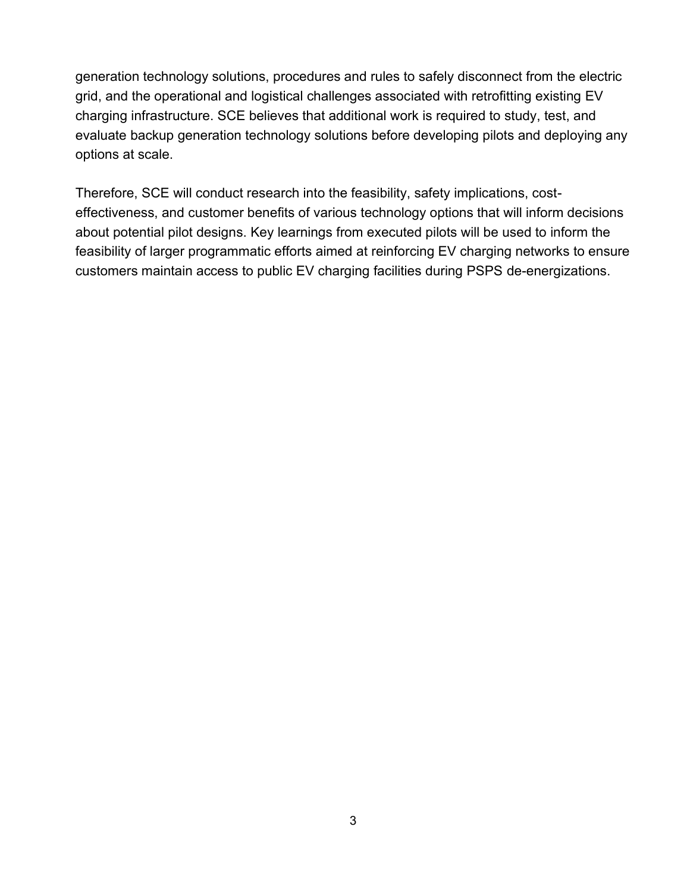generation technology solutions, procedures and rules to safely disconnect from the electric grid, and the operational and logistical challenges associated with retrofitting existing EV charging infrastructure. SCE believes that additional work is required to study, test, and evaluate backup generation technology solutions before developing pilots and deploying any options at scale.

Therefore, SCE will conduct research into the feasibility, safety implications, cost-effectiveness, and customer benefits of various technology options that will inform decisions about potential pilot designs. Key learnings from executed pilots will be used to inform the feasibility of larger programmatic efforts aimed at reinforcing EV charging networks to ensure customers maintain access to public EV charging facilities during PSPS de-energizations.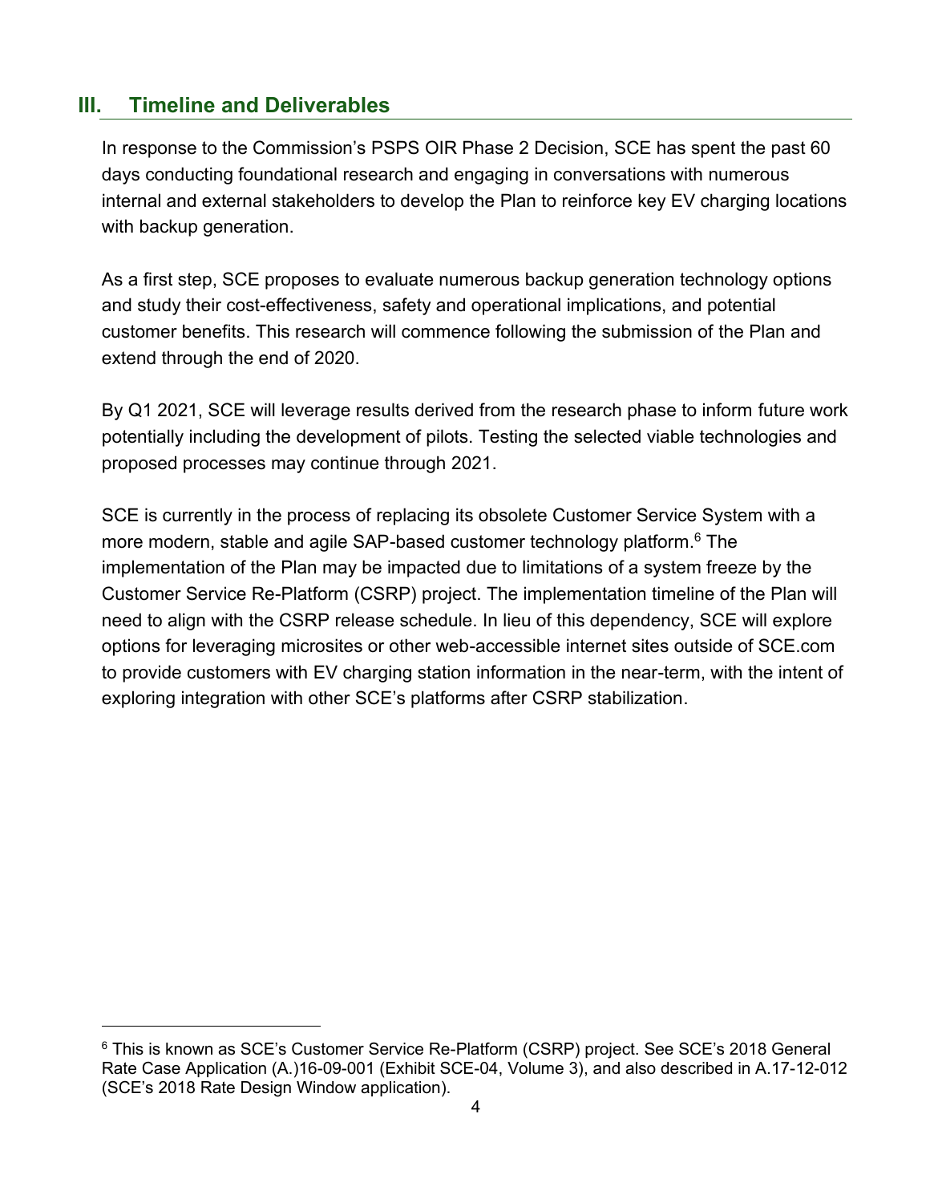## III. Timeline and Deliverables

In response to the Commission's PSPS OIR Phase 2 Decision, SCE has spent the past 60 days conducting foundational research and engaging in conversations with numerous internal and external stakeholders to develop the Plan to reinforce key EV charging locations with backup generation.

As a first step, SCE proposes to evaluate numerous backup generation technology options and study their cost-effectiveness, safety and operational implications, and potential customer benefits. This research will commence following the submission of the Plan and extend through the end of 2020.

By Q1 2021, SCE will leverage results derived from the research phase to inform future work potentially including the development of pilots. Testing the selected viable technologies and proposed processes may continue through 2021.

SCE is currently in the process of replacing its obsolete Customer Service System with a more modern, stable and agile SAP-based customer technology platform.[6] The implementation of the Plan may be impacted due to limitations of a system freeze by the Customer Service Re-Platform (CSRP) project. The implementation timeline of the Plan will need to align with the CSRP release schedule. In lieu of this dependency, SCE will explore options for leveraging microsites or other web-accessible internet sites outside of SCE.com to provide customers with EV charging station information in the near-term, with the intent of exploring integration with other SCE's platforms after CSRP stabilization.

---

[6] This is known as SCE's Customer Service Re-Platform (CSRP) project. See SCE's 2018 General Rate Case Application (A.)16-09-001 (Exhibit SCE-04, Volume 3), and also described in A.17-12-012 (SCE's 2018 Rate Design Window application).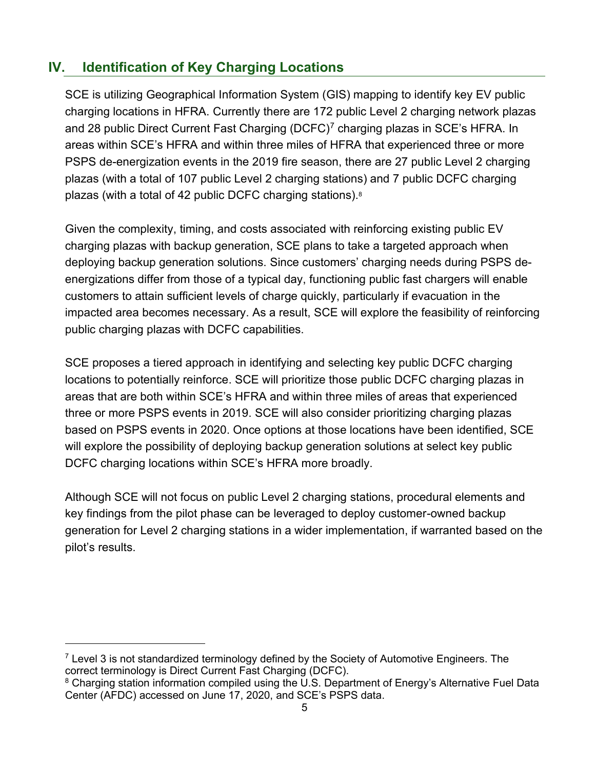## IV. Identification of Key Charging Locations

SCE is utilizing Geographical Information System (GIS) mapping to identify key EV public charging locations in HFRA. Currently there are 172 public Level 2 charging network plazas and 28 public Direct Current Fast Charging (DCFC)[7] charging plazas in SCE's HFRA. In areas within SCE's HFRA and within three miles of HFRA that experienced three or more PSPS de-energization events in the 2019 fire season, there are 27 public Level 2 charging plazas (with a total of 107 public Level 2 charging stations) and 7 public DCFC charging plazas (with a total of 42 public DCFC charging stations).[8]

Given the complexity, timing, and costs associated with reinforcing existing public EV charging plazas with backup generation, SCE plans to take a targeted approach when deploying backup generation solutions. Since customers' charging needs during PSPS de-energizations differ from those of a typical day, functioning public fast chargers will enable customers to attain sufficient levels of charge quickly, particularly if evacuation in the impacted area becomes necessary. As a result, SCE will explore the feasibility of reinforcing public charging plazas with DCFC capabilities.

SCE proposes a tiered approach in identifying and selecting key public DCFC charging locations to potentially reinforce. SCE will prioritize those public DCFC charging plazas in areas that are both within SCE's HFRA and within three miles of areas that experienced three or more PSPS events in 2019. SCE will also consider prioritizing charging plazas based on PSPS events in 2020. Once options at those locations have been identified, SCE will explore the possibility of deploying backup generation solutions at select key public DCFC charging locations within SCE's HFRA more broadly.

Although SCE will not focus on public Level 2 charging stations, procedural elements and key findings from the pilot phase can be leveraged to deploy customer-owned backup generation for Level 2 charging stations in a wider implementation, if warranted based on the pilot's results.

---

[7] Level 3 is not standardized terminology defined by the Society of Automotive Engineers. The correct terminology is Direct Current Fast Charging (DCFC).

[8] Charging station information compiled using the U.S. Department of Energy's Alternative Fuel Data Center (AFDC) accessed on June 17, 2020, and SCE's PSPS data.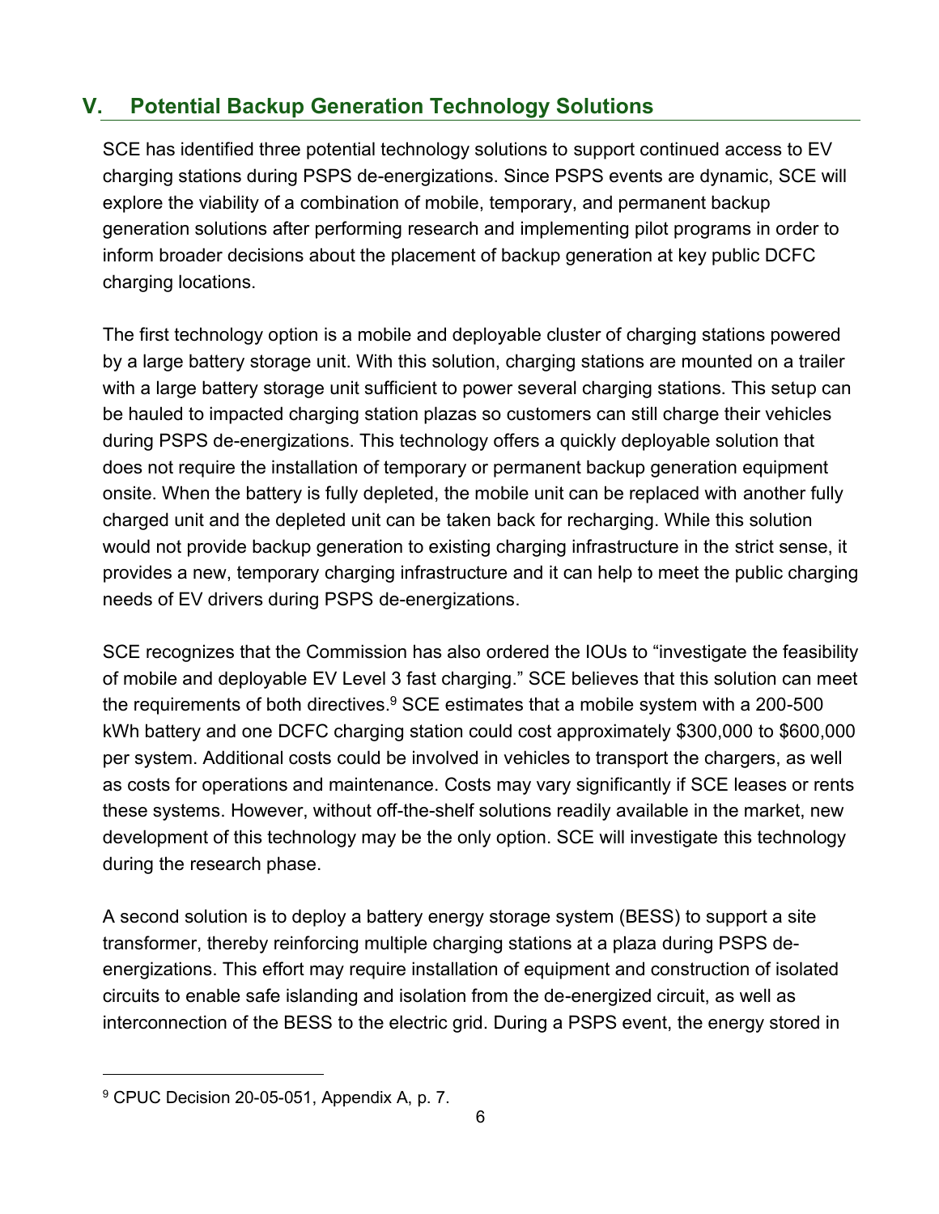## V. Potential Backup Generation Technology Solutions

SCE has identified three potential technology solutions to support continued access to EV charging stations during PSPS de-energizations. Since PSPS events are dynamic, SCE will explore the viability of a combination of mobile, temporary, and permanent backup generation solutions after performing research and implementing pilot programs in order to inform broader decisions about the placement of backup generation at key public DCFC charging locations.

The first technology option is a mobile and deployable cluster of charging stations powered by a large battery storage unit. With this solution, charging stations are mounted on a trailer with a large battery storage unit sufficient to power several charging stations. This setup can be hauled to impacted charging station plazas so customers can still charge their vehicles during PSPS de-energizations. This technology offers a quickly deployable solution that does not require the installation of temporary or permanent backup generation equipment onsite. When the battery is fully depleted, the mobile unit can be replaced with another fully charged unit and the depleted unit can be taken back for recharging. While this solution would not provide backup generation to existing charging infrastructure in the strict sense, it provides a new, temporary charging infrastructure and it can help to meet the public charging needs of EV drivers during PSPS de-energizations.

SCE recognizes that the Commission has also ordered the IOUs to "investigate the feasibility of mobile and deployable EV Level 3 fast charging." SCE believes that this solution can meet the requirements of both directives.[9] SCE estimates that a mobile system with a 200-500 kWh battery and one DCFC charging station could cost approximately $300,000 to $600,000 per system. Additional costs could be involved in vehicles to transport the chargers, as well as costs for operations and maintenance. Costs may vary significantly if SCE leases or rents these systems. However, without off-the-shelf solutions readily available in the market, new development of this technology may be the only option. SCE will investigate this technology during the research phase.

A second solution is to deploy a battery energy storage system (BESS) to support a site transformer, thereby reinforcing multiple charging stations at a plaza during PSPS de-energizations. This effort may require installation of equipment and construction of isolated circuits to enable safe islanding and isolation from the de-energized circuit, as well as interconnection of the BESS to the electric grid. During a PSPS event, the energy stored in

---

[9] CPUC Decision 20-05-051, Appendix A, p. 7.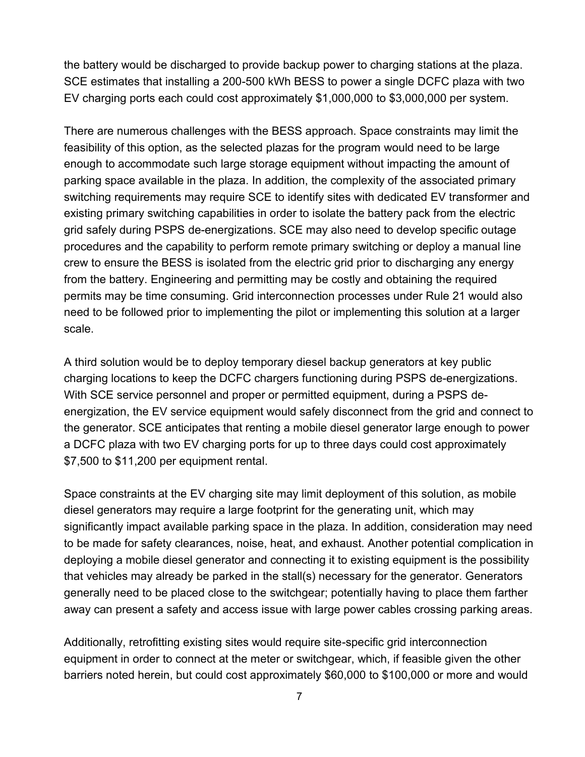the battery would be discharged to provide backup power to charging stations at the plaza. SCE estimates that installing a 200-500 kWh BESS to power a single DCFC plaza with two EV charging ports each could cost approximately $1,000,000 to $3,000,000 per system.

There are numerous challenges with the BESS approach. Space constraints may limit the feasibility of this option, as the selected plazas for the program would need to be large enough to accommodate such large storage equipment without impacting the amount of parking space available in the plaza. In addition, the complexity of the associated primary switching requirements may require SCE to identify sites with dedicated EV transformer and existing primary switching capabilities in order to isolate the battery pack from the electric grid safely during PSPS de-energizations. SCE may also need to develop specific outage procedures and the capability to perform remote primary switching or deploy a manual line crew to ensure the BESS is isolated from the electric grid prior to discharging any energy from the battery. Engineering and permitting may be costly and obtaining the required permits may be time consuming. Grid interconnection processes under Rule 21 would also need to be followed prior to implementing the pilot or implementing this solution at a larger scale.

A third solution would be to deploy temporary diesel backup generators at key public charging locations to keep the DCFC chargers functioning during PSPS de-energizations. With SCE service personnel and proper or permitted equipment, during a PSPS de-energization, the EV service equipment would safely disconnect from the grid and connect to the generator. SCE anticipates that renting a mobile diesel generator large enough to power a DCFC plaza with two EV charging ports for up to three days could cost approximately $7,500 to $11,200 per equipment rental.

Space constraints at the EV charging site may limit deployment of this solution, as mobile diesel generators may require a large footprint for the generating unit, which may significantly impact available parking space in the plaza. In addition, consideration may need to be made for safety clearances, noise, heat, and exhaust. Another potential complication in deploying a mobile diesel generator and connecting it to existing equipment is the possibility that vehicles may already be parked in the stall(s) necessary for the generator. Generators generally need to be placed close to the switchgear; potentially having to place them farther away can present a safety and access issue with large power cables crossing parking areas.

Additionally, retrofitting existing sites would require site-specific grid interconnection equipment in order to connect at the meter or switchgear, which, if feasible given the other barriers noted herein, but could cost approximately $60,000 to $100,000 or more and would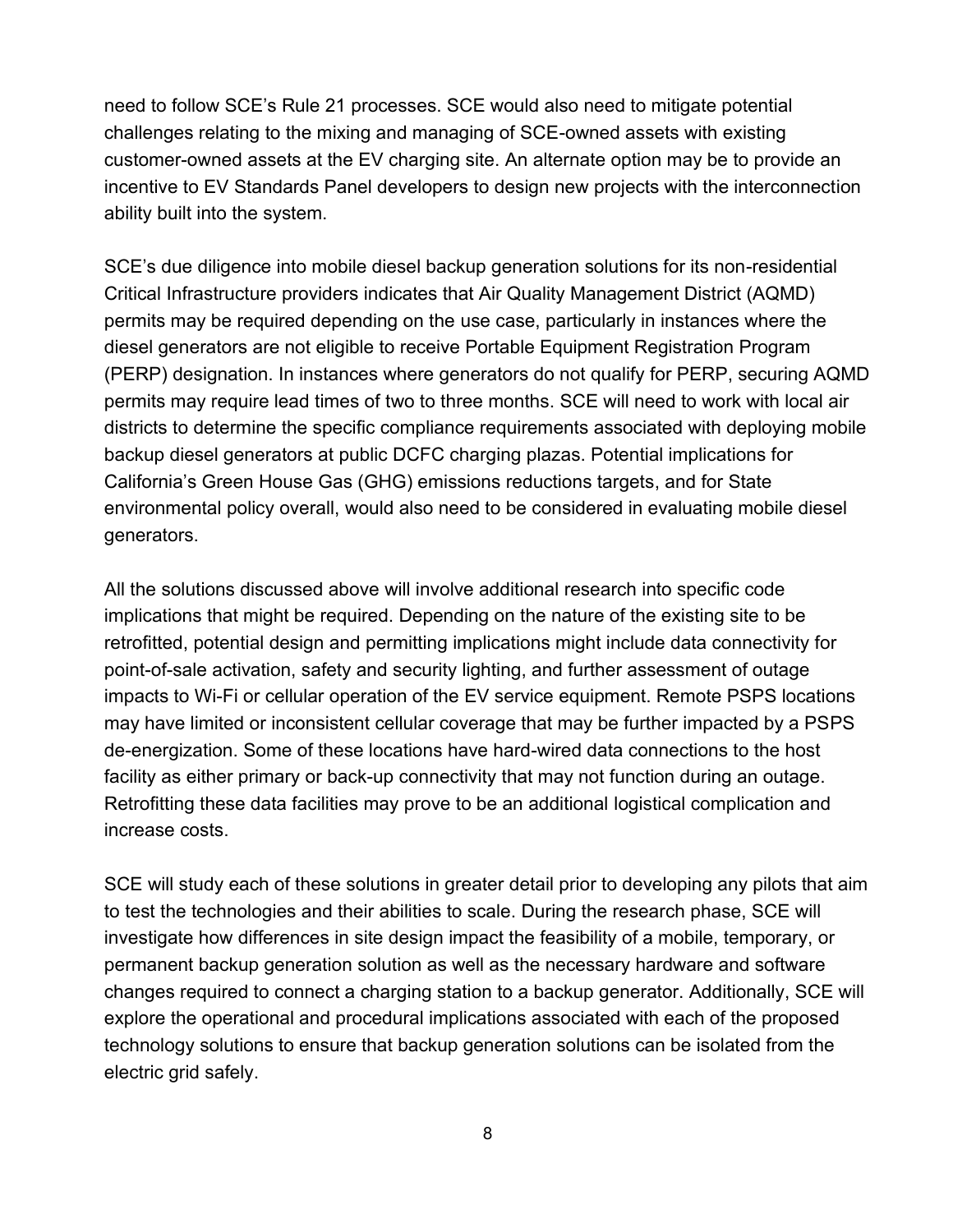need to follow SCE's Rule 21 processes. SCE would also need to mitigate potential challenges relating to the mixing and managing of SCE-owned assets with existing customer-owned assets at the EV charging site. An alternate option may be to provide an incentive to EV Standards Panel developers to design new projects with the interconnection ability built into the system.

SCE's due diligence into mobile diesel backup generation solutions for its non-residential Critical Infrastructure providers indicates that Air Quality Management District (AQMD) permits may be required depending on the use case, particularly in instances where the diesel generators are not eligible to receive Portable Equipment Registration Program (PERP) designation. In instances where generators do not qualify for PERP, securing AQMD permits may require lead times of two to three months. SCE will need to work with local air districts to determine the specific compliance requirements associated with deploying mobile backup diesel generators at public DCFC charging plazas. Potential implications for California's Green House Gas (GHG) emissions reductions targets, and for State environmental policy overall, would also need to be considered in evaluating mobile diesel generators.

All the solutions discussed above will involve additional research into specific code implications that might be required. Depending on the nature of the existing site to be retrofitted, potential design and permitting implications might include data connectivity for point-of-sale activation, safety and security lighting, and further assessment of outage impacts to Wi-Fi or cellular operation of the EV service equipment. Remote PSPS locations may have limited or inconsistent cellular coverage that may be further impacted by a PSPS de-energization. Some of these locations have hard-wired data connections to the host facility as either primary or back-up connectivity that may not function during an outage. Retrofitting these data facilities may prove to be an additional logistical complication and increase costs.

SCE will study each of these solutions in greater detail prior to developing any pilots that aim to test the technologies and their abilities to scale. During the research phase, SCE will investigate how differences in site design impact the feasibility of a mobile, temporary, or permanent backup generation solution as well as the necessary hardware and software changes required to connect a charging station to a backup generator. Additionally, SCE will explore the operational and procedural implications associated with each of the proposed technology solutions to ensure that backup generation solutions can be isolated from the electric grid safely.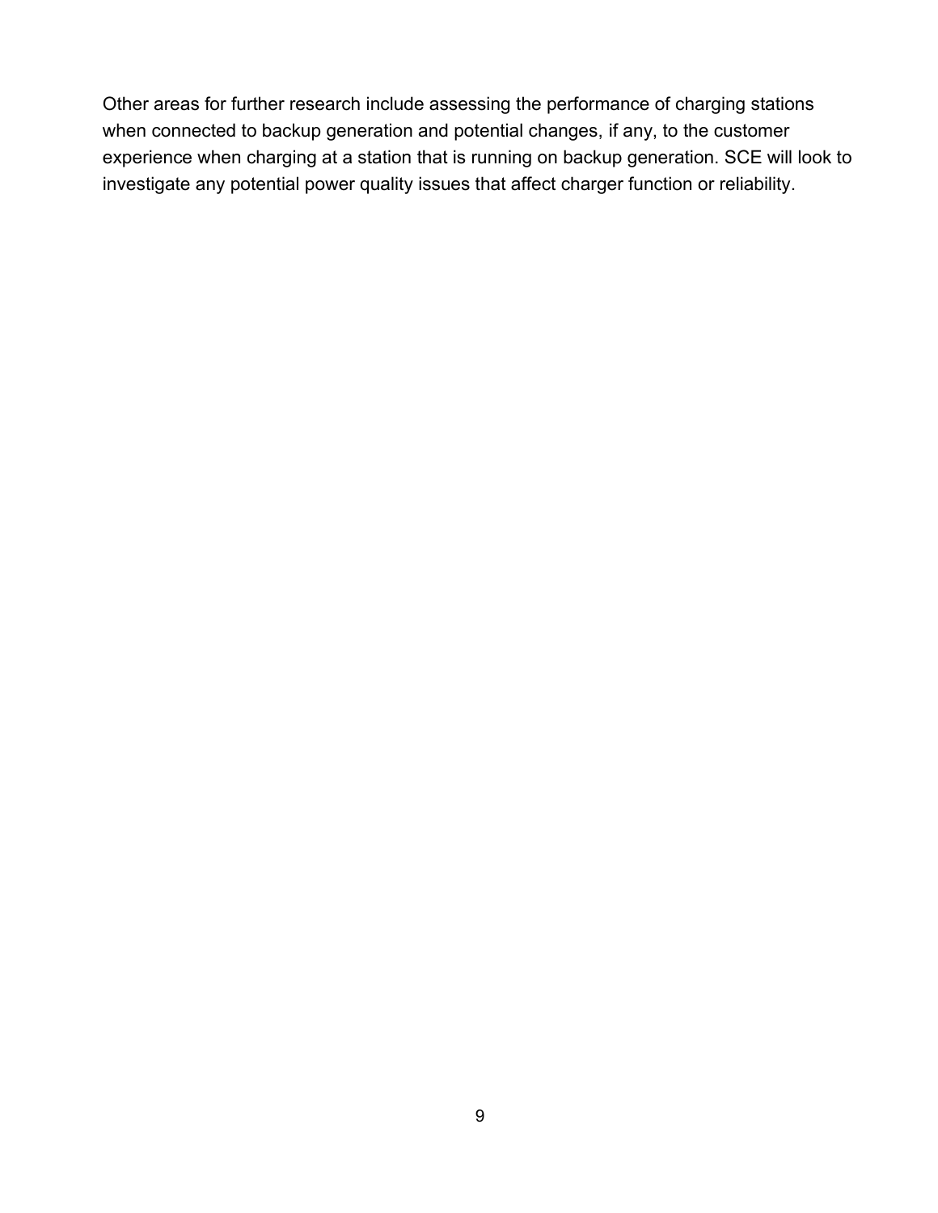Other areas for further research include assessing the performance of charging stations when connected to backup generation and potential changes, if any, to the customer experience when charging at a station that is running on backup generation. SCE will look to investigate any potential power quality issues that affect charger function or reliability.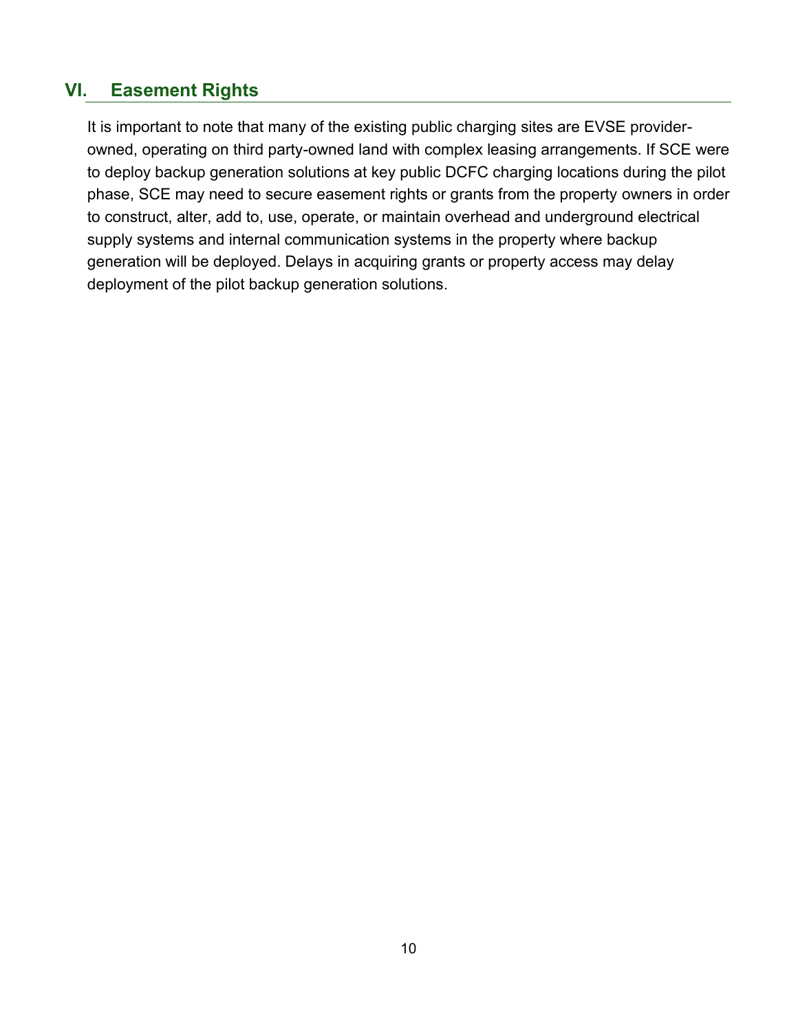## VI. Easement Rights

It is important to note that many of the existing public charging sites are EVSE provider-owned, operating on third party-owned land with complex leasing arrangements. If SCE were to deploy backup generation solutions at key public DCFC charging locations during the pilot phase, SCE may need to secure easement rights or grants from the property owners in order to construct, alter, add to, use, operate, or maintain overhead and underground electrical supply systems and internal communication systems in the property where backup generation will be deployed. Delays in acquiring grants or property access may delay deployment of the pilot backup generation solutions.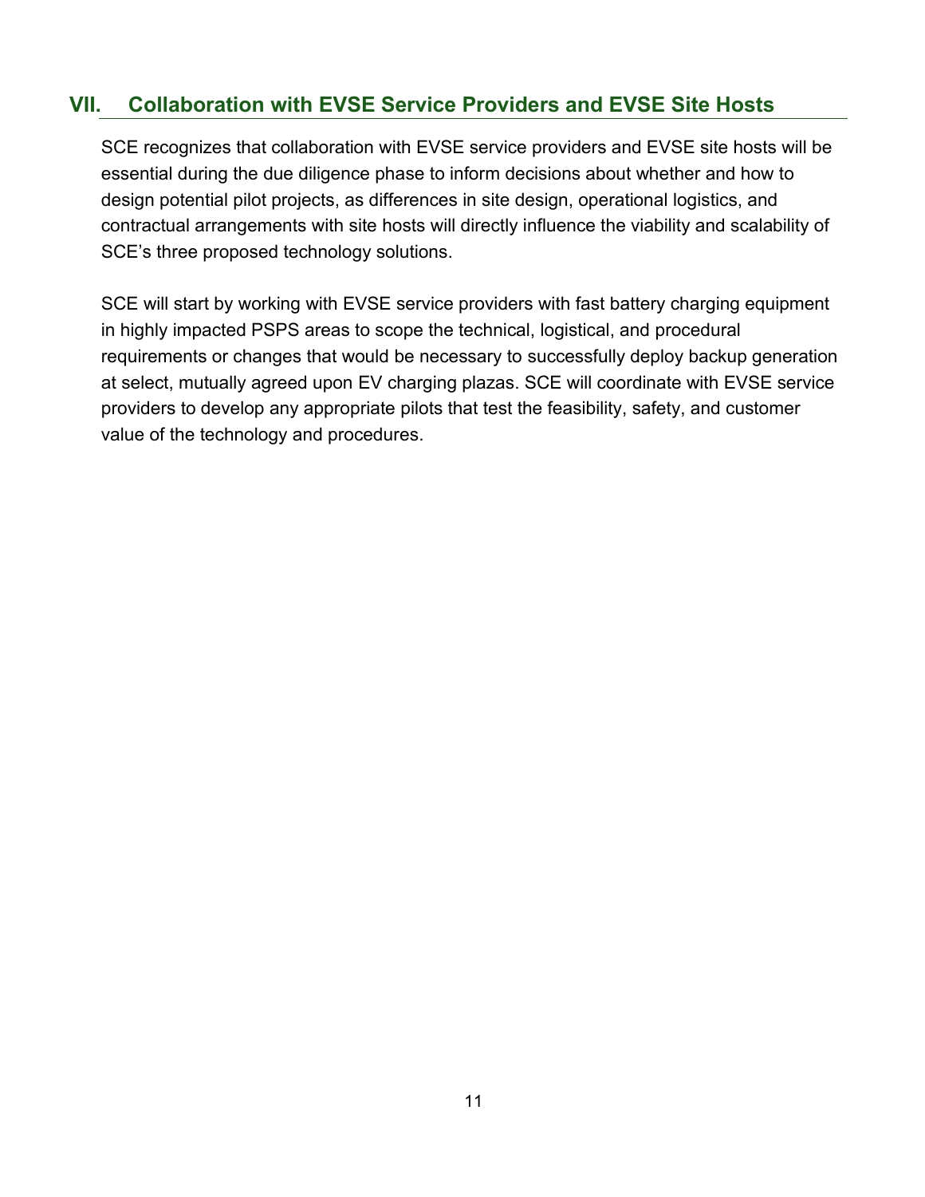## VII. Collaboration with EVSE Service Providers and EVSE Site Hosts

SCE recognizes that collaboration with EVSE service providers and EVSE site hosts will be essential during the due diligence phase to inform decisions about whether and how to design potential pilot projects, as differences in site design, operational logistics, and contractual arrangements with site hosts will directly influence the viability and scalability of SCE's three proposed technology solutions.

SCE will start by working with EVSE service providers with fast battery charging equipment in highly impacted PSPS areas to scope the technical, logistical, and procedural requirements or changes that would be necessary to successfully deploy backup generation at select, mutually agreed upon EV charging plazas. SCE will coordinate with EVSE service providers to develop any appropriate pilots that test the feasibility, safety, and customer value of the technology and procedures.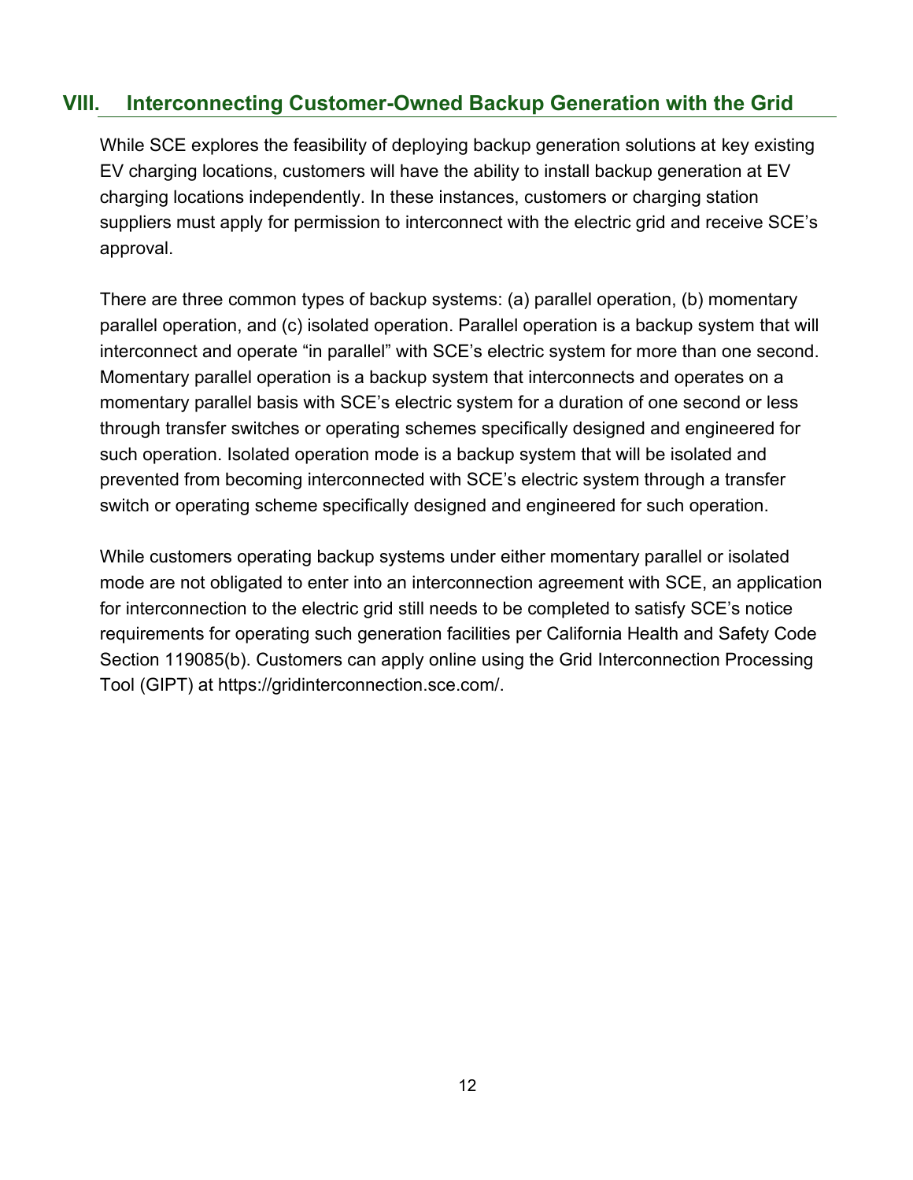## VIII. Interconnecting Customer-Owned Backup Generation with the Grid

While SCE explores the feasibility of deploying backup generation solutions at key existing EV charging locations, customers will have the ability to install backup generation at EV charging locations independently. In these instances, customers or charging station suppliers must apply for permission to interconnect with the electric grid and receive SCE's approval.

There are three common types of backup systems: (a) parallel operation, (b) momentary parallel operation, and (c) isolated operation. Parallel operation is a backup system that will interconnect and operate "in parallel" with SCE's electric system for more than one second. Momentary parallel operation is a backup system that interconnects and operates on a momentary parallel basis with SCE's electric system for a duration of one second or less through transfer switches or operating schemes specifically designed and engineered for such operation. Isolated operation mode is a backup system that will be isolated and prevented from becoming interconnected with SCE's electric system through a transfer switch or operating scheme specifically designed and engineered for such operation.

While customers operating backup systems under either momentary parallel or isolated mode are not obligated to enter into an interconnection agreement with SCE, an application for interconnection to the electric grid still needs to be completed to satisfy SCE's notice requirements for operating such generation facilities per California Health and Safety Code Section 119085(b). Customers can apply online using the Grid Interconnection Processing Tool (GIPT) at https://gridinterconnection.sce.com/.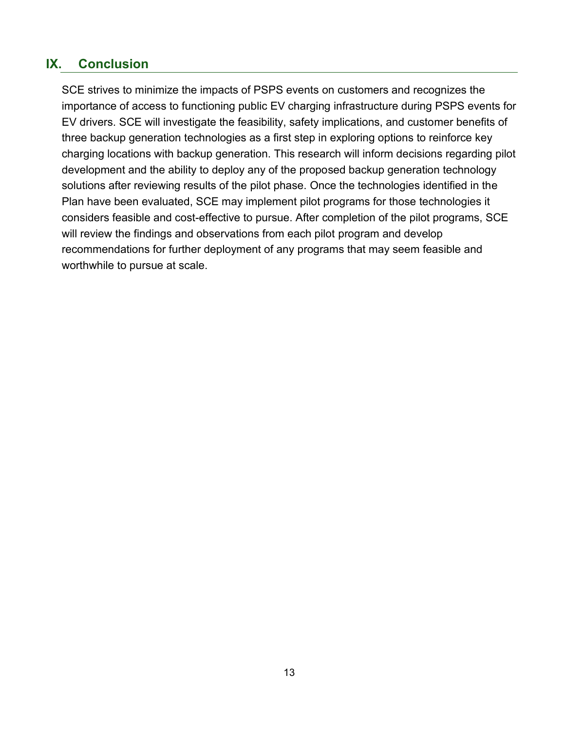## IX. Conclusion

SCE strives to minimize the impacts of PSPS events on customers and recognizes the importance of access to functioning public EV charging infrastructure during PSPS events for EV drivers. SCE will investigate the feasibility, safety implications, and customer benefits of three backup generation technologies as a first step in exploring options to reinforce key charging locations with backup generation. This research will inform decisions regarding pilot development and the ability to deploy any of the proposed backup generation technology solutions after reviewing results of the pilot phase. Once the technologies identified in the Plan have been evaluated, SCE may implement pilot programs for those technologies it considers feasible and cost-effective to pursue. After completion of the pilot programs, SCE will review the findings and observations from each pilot program and develop recommendations for further deployment of any programs that may seem feasible and worthwhile to pursue at scale.